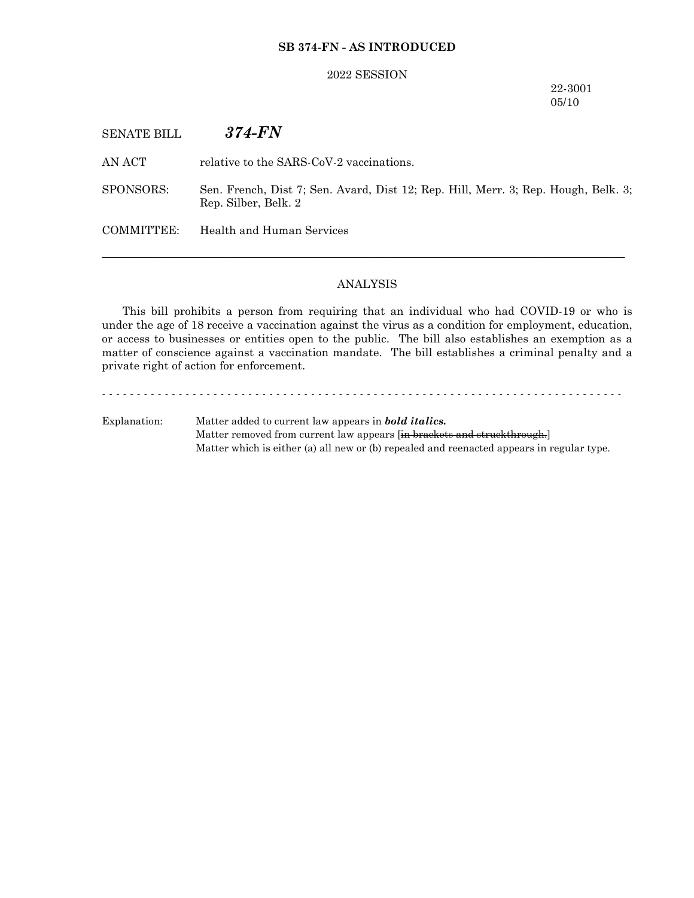**SB 374-FN - AS INTRODUCED**

2022 SESSION

22-3001
05/10

SENATE BILL ***374-FN***

AN ACT relative to the SARS-CoV-2 vaccinations.

SPONSORS: Sen. French, Dist 7; Sen. Avard, Dist 12; Rep. Hill, Merr. 3; Rep. Hough, Belk. 3; Rep. Silber, Belk. 2

COMMITTEE: Health and Human Services

---

ANALYSIS

This bill prohibits a person from requiring that an individual who had COVID-19 or who is under the age of 18 receive a vaccination against the virus as a condition for employment, education, or access to businesses or entities open to the public. The bill also establishes an exemption as a matter of conscience against a vaccination mandate. The bill establishes a criminal penalty and a private right of action for enforcement.

- - - - - - - - - - - - - - - - - - - - - - - - - - - - - - - - - - - - - - - - - - - - - - - - - - - - - - - - - - - - - - - - - - - - - - - - - - -

Explanation: Matter added to current law appears in ***bold italics.***
Matter removed from current law appears [~~in brackets and struckthrough.~~]
Matter which is either (a) all new or (b) repealed and reenacted appears in regular type.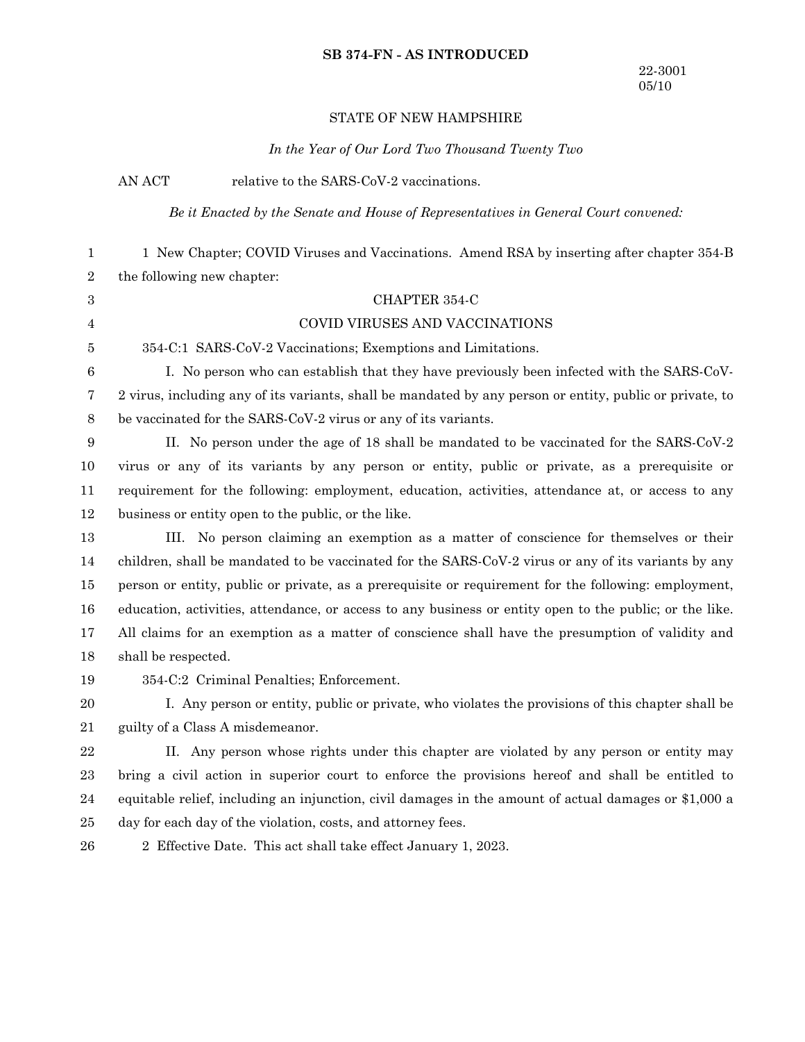**SB 374-FN - AS INTRODUCED**

22-3001
05/10

STATE OF NEW HAMPSHIRE

*In the Year of Our Lord Two Thousand Twenty Two*

AN ACT relative to the SARS-CoV-2 vaccinations.

*Be it Enacted by the Senate and House of Representatives in General Court convened:*

1 New Chapter; COVID Viruses and Vaccinations. Amend RSA by inserting after chapter 354-B the following new chapter:

CHAPTER 354-C

COVID VIRUSES AND VACCINATIONS

354-C:1 SARS-CoV-2 Vaccinations; Exemptions and Limitations.

I. No person who can establish that they have previously been infected with the SARS-CoV-2 virus, including any of its variants, shall be mandated by any person or entity, public or private, to be vaccinated for the SARS-CoV-2 virus or any of its variants.

II. No person under the age of 18 shall be mandated to be vaccinated for the SARS-CoV-2 virus or any of its variants by any person or entity, public or private, as a prerequisite or requirement for the following: employment, education, activities, attendance at, or access to any business or entity open to the public, or the like.

III. No person claiming an exemption as a matter of conscience for themselves or their children, shall be mandated to be vaccinated for the SARS-CoV-2 virus or any of its variants by any person or entity, public or private, as a prerequisite or requirement for the following: employment, education, activities, attendance, or access to any business or entity open to the public; or the like. All claims for an exemption as a matter of conscience shall have the presumption of validity and shall be respected.

354-C:2 Criminal Penalties; Enforcement.

I. Any person or entity, public or private, who violates the provisions of this chapter shall be guilty of a Class A misdemeanor.

II. Any person whose rights under this chapter are violated by any person or entity may bring a civil action in superior court to enforce the provisions hereof and shall be entitled to equitable relief, including an injunction, civil damages in the amount of actual damages or $1,000 a day for each day of the violation, costs, and attorney fees.

2 Effective Date. This act shall take effect January 1, 2023.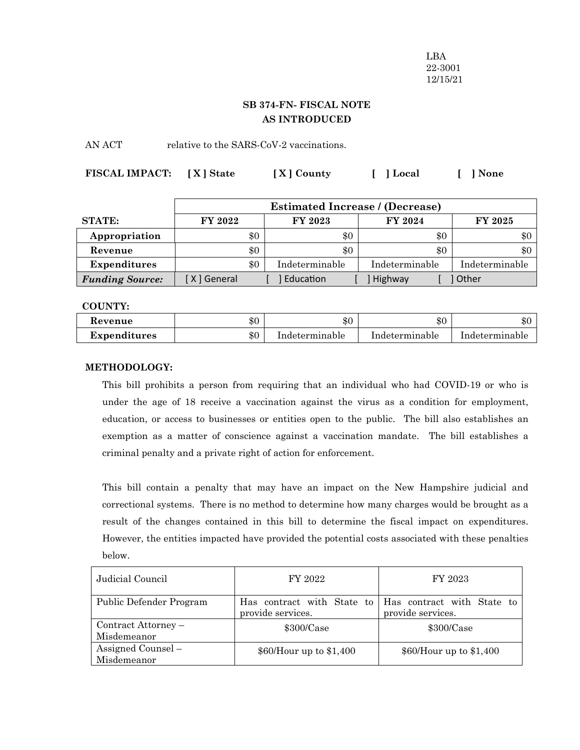LBA
22-3001
12/15/21

**SB 374-FN- FISCAL NOTE**
**AS INTRODUCED**

AN ACT relative to the SARS-CoV-2 vaccinations.

**FISCAL IMPACT:** **[ X ] State** **[ X ] County** **[ ] Local** **[ ] None**

| | Estimated Increase / (Decrease) | | | |
|---|---|---|---|---|
| **STATE:** | **FY 2022** | **FY 2023** | **FY 2024** | **FY 2025** |
| **Appropriation** | $0 | $0 | $0 | $0 |
| **Revenue** | $0 | $0 | $0 | $0 |
| **Expenditures** | $0 | Indeterminable | Indeterminable | Indeterminable |
| ***Funding Source:*** | [ X ] General | [ ] Education | [ ] Highway | [ ] Other |

**COUNTY:**

| | | | | |
|---|---|---|---|---|
| **Revenue** | $0 | $0 | $0 | $0 |
| **Expenditures** | $0 | Indeterminable | Indeterminable | Indeterminable |

**METHODOLOGY:**

This bill prohibits a person from requiring that an individual who had COVID-19 or who is under the age of 18 receive a vaccination against the virus as a condition for employment, education, or access to businesses or entities open to the public. The bill also establishes an exemption as a matter of conscience against a vaccination mandate. The bill establishes a criminal penalty and a private right of action for enforcement.

This bill contain a penalty that may have an impact on the New Hampshire judicial and correctional systems. There is no method to determine how many charges would be brought as a result of the changes contained in this bill to determine the fiscal impact on expenditures. However, the entities impacted have provided the potential costs associated with these penalties below.

| Judicial Council | FY 2022 | FY 2023 |
|---|---|---|
| Public Defender Program | Has contract with State to provide services. | Has contract with State to provide services. |
| Contract Attorney – Misdemeanor | $300/Case | $300/Case |
| Assigned Counsel – Misdemeanor | $60/Hour up to $1,400 | $60/Hour up to $1,400 |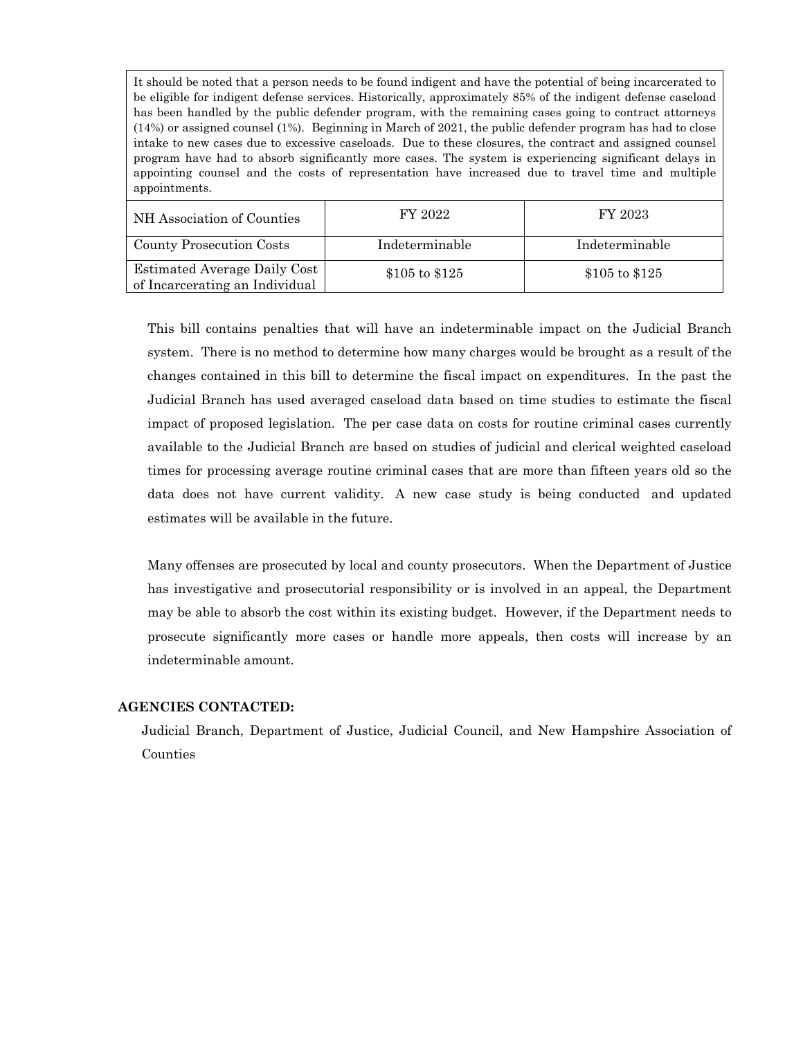It should be noted that a person needs to be found indigent and have the potential of being incarcerated to be eligible for indigent defense services. Historically, approximately 85% of the indigent defense caseload has been handled by the public defender program, with the remaining cases going to contract attorneys (14%) or assigned counsel (1%). Beginning in March of 2021, the public defender program has had to close intake to new cases due to excessive caseloads. Due to these closures, the contract and assigned counsel program have had to absorb significantly more cases. The system is experiencing significant delays in appointing counsel and the costs of representation have increased due to travel time and multiple appointments.

| NH Association of Counties | FY 2022 | FY 2023 |
| --- | --- | --- |
| County Prosecution Costs | Indeterminable | Indeterminable |
| Estimated Average Daily Cost of Incarcerating an Individual | $105 to $125 | $105 to $125 |

This bill contains penalties that will have an indeterminable impact on the Judicial Branch system. There is no method to determine how many charges would be brought as a result of the changes contained in this bill to determine the fiscal impact on expenditures. In the past the Judicial Branch has used averaged caseload data based on time studies to estimate the fiscal impact of proposed legislation. The per case data on costs for routine criminal cases currently available to the Judicial Branch are based on studies of judicial and clerical weighted caseload times for processing average routine criminal cases that are more than fifteen years old so the data does not have current validity. A new case study is being conducted and updated estimates will be available in the future.

Many offenses are prosecuted by local and county prosecutors. When the Department of Justice has investigative and prosecutorial responsibility or is involved in an appeal, the Department may be able to absorb the cost within its existing budget. However, if the Department needs to prosecute significantly more cases or handle more appeals, then costs will increase by an indeterminable amount.

**AGENCIES CONTACTED:**

Judicial Branch, Department of Justice, Judicial Council, and New Hampshire Association of Counties